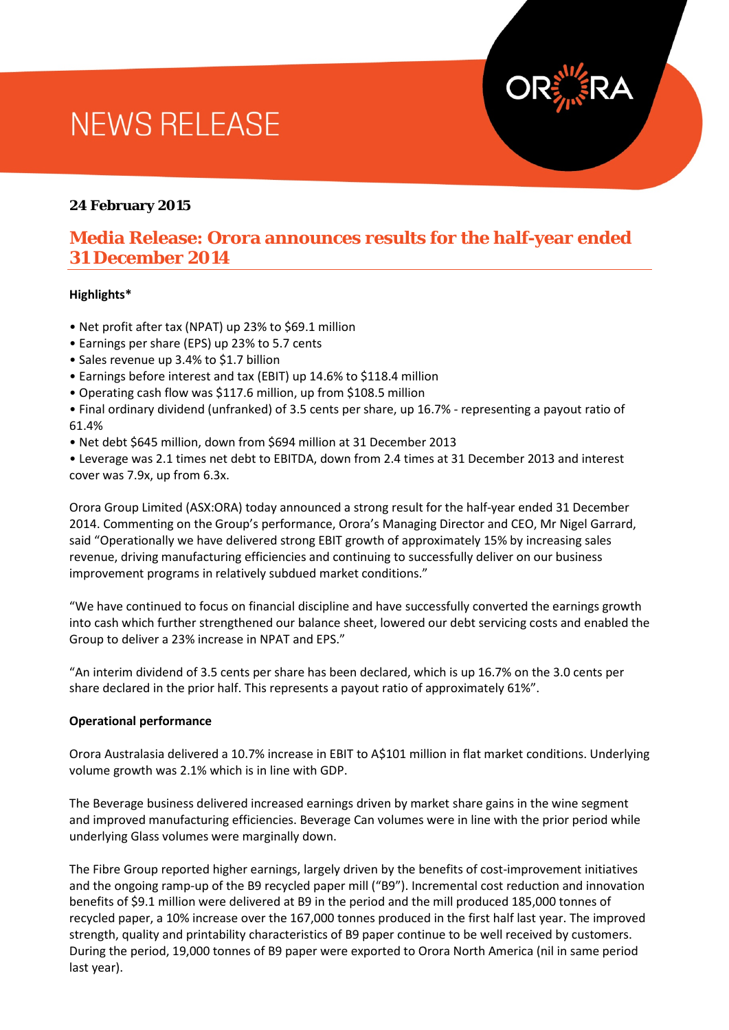# NEWS RELEASE

**24 February 2015**

## Media Release: Orora announces results for the half-year ended 31 December 2014

**Highlights***

- Net profit after tax (NPAT) up 23% to $69.1 million
- Earnings per share (EPS) up 23% to 5.7 cents
- Sales revenue up 3.4% to $1.7 billion
- Earnings before interest and tax (EBIT) up 14.6% to $118.4 million
- Operating cash flow was $117.6 million, up from $108.5 million
- Final ordinary dividend (unfranked) of 3.5 cents per share, up 16.7% - representing a payout ratio of 61.4%
- Net debt $645 million, down from $694 million at 31 December 2013
- Leverage was 2.1 times net debt to EBITDA, down from 2.4 times at 31 December 2013 and interest cover was 7.9x, up from 6.3x.

Orora Group Limited (ASX:ORA) today announced a strong result for the half-year ended 31 December 2014. Commenting on the Group's performance, Orora's Managing Director and CEO, Mr Nigel Garrard, said "Operationally we have delivered strong EBIT growth of approximately 15% by increasing sales revenue, driving manufacturing efficiencies and continuing to successfully deliver on our business improvement programs in relatively subdued market conditions."

"We have continued to focus on financial discipline and have successfully converted the earnings growth into cash which further strengthened our balance sheet, lowered our debt servicing costs and enabled the Group to deliver a 23% increase in NPAT and EPS."

"An interim dividend of 3.5 cents per share has been declared, which is up 16.7% on the 3.0 cents per share declared in the prior half. This represents a payout ratio of approximately 61%".

**Operational performance**

Orora Australasia delivered a 10.7% increase in EBIT to A$101 million in flat market conditions. Underlying volume growth was 2.1% which is in line with GDP.

The Beverage business delivered increased earnings driven by market share gains in the wine segment and improved manufacturing efficiencies. Beverage Can volumes were in line with the prior period while underlying Glass volumes were marginally down.

The Fibre Group reported higher earnings, largely driven by the benefits of cost-improvement initiatives and the ongoing ramp-up of the B9 recycled paper mill ("B9"). Incremental cost reduction and innovation benefits of $9.1 million were delivered at B9 in the period and the mill produced 185,000 tonnes of recycled paper, a 10% increase over the 167,000 tonnes produced in the first half last year. The improved strength, quality and printability characteristics of B9 paper continue to be well received by customers. During the period, 19,000 tonnes of B9 paper were exported to Orora North America (nil in same period last year).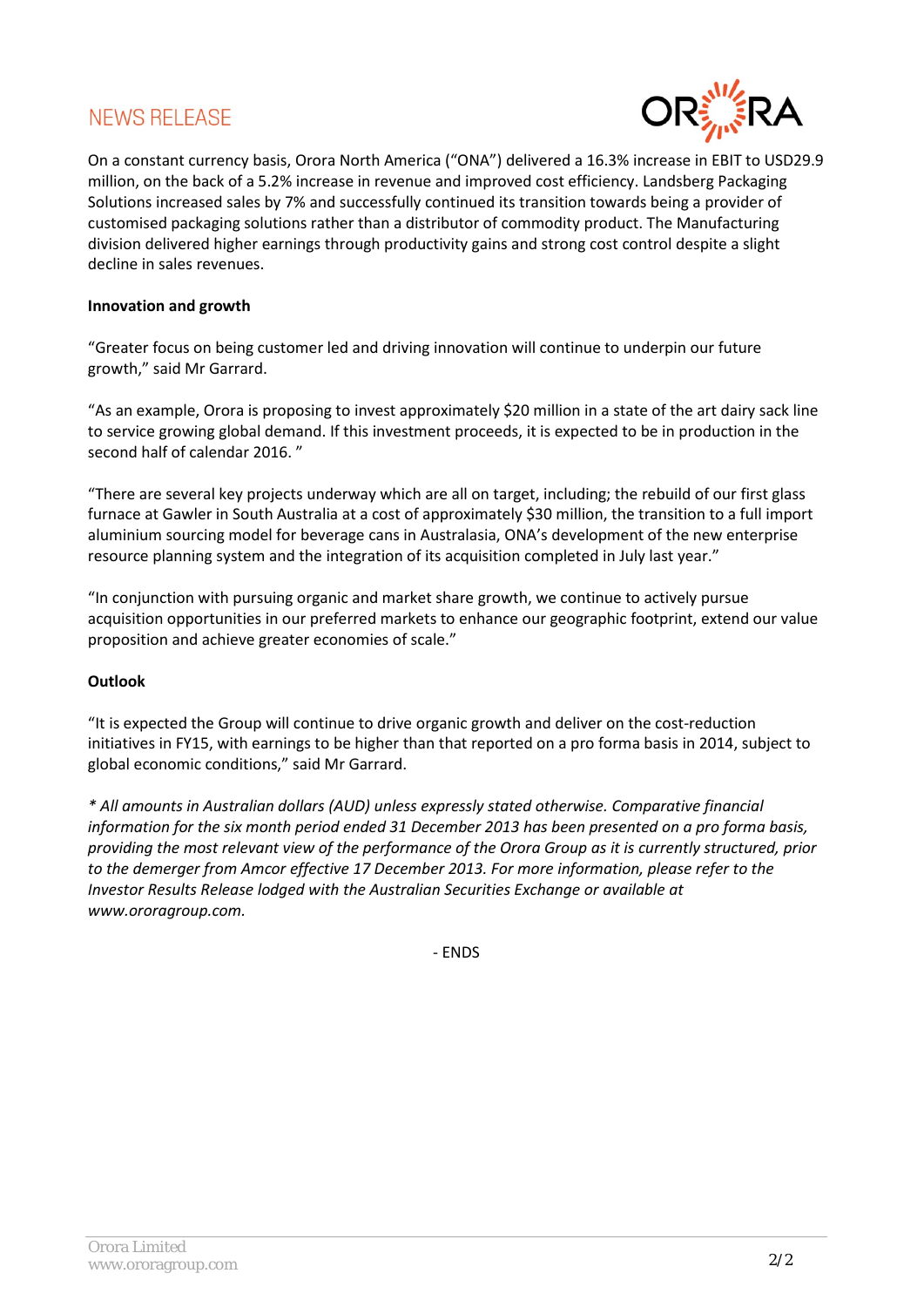On a constant currency basis, Orora North America ("ONA") delivered a 16.3% increase in EBIT to USD29.9 million, on the back of a 5.2% increase in revenue and improved cost efficiency. Landsberg Packaging Solutions increased sales by 7% and successfully continued its transition towards being a provider of customised packaging solutions rather than a distributor of commodity product. The Manufacturing division delivered higher earnings through productivity gains and strong cost control despite a slight decline in sales revenues.

**Innovation and growth**

"Greater focus on being customer led and driving innovation will continue to underpin our future growth," said Mr Garrard.

"As an example, Orora is proposing to invest approximately $20 million in a state of the art dairy sack line to service growing global demand. If this investment proceeds, it is expected to be in production in the second half of calendar 2016. "

"There are several key projects underway which are all on target, including; the rebuild of our first glass furnace at Gawler in South Australia at a cost of approximately $30 million, the transition to a full import aluminium sourcing model for beverage cans in Australasia, ONA's development of the new enterprise resource planning system and the integration of its acquisition completed in July last year."

"In conjunction with pursuing organic and market share growth, we continue to actively pursue acquisition opportunities in our preferred markets to enhance our geographic footprint, extend our value proposition and achieve greater economies of scale."

**Outlook**

"It is expected the Group will continue to drive organic growth and deliver on the cost-reduction initiatives in FY15, with earnings to be higher than that reported on a pro forma basis in 2014, subject to global economic conditions," said Mr Garrard.

*\* All amounts in Australian dollars (AUD) unless expressly stated otherwise. Comparative financial information for the six month period ended 31 December 2013 has been presented on a pro forma basis, providing the most relevant view of the performance of the Orora Group as it is currently structured, prior to the demerger from Amcor effective 17 December 2013. For more information, please refer to the Investor Results Release lodged with the Australian Securities Exchange or available at www.ororagroup.com.*

- ENDS